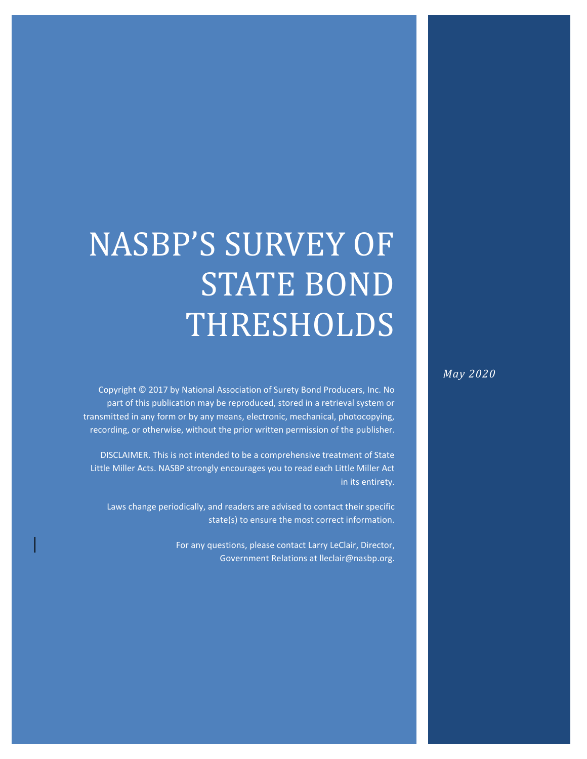# NASBP'S SURVEY OF STATE BOND THRESHOLDS

*May 2020*

Copyright © 2017 by National Association of Surety Bond Producers, Inc. No part of this publication may be reproduced, stored in a retrieval system or transmitted in any form or by any means, electronic, mechanical, photocopying, recording, or otherwise, without the prior written permission of the publisher.

DISCLAIMER. This is not intended to be a comprehensive treatment of State Little Miller Acts. NASBP strongly encourages you to read each Little Miller Act in its entirety.

Laws change periodically, and readers are advised to contact their specific state(s) to ensure the most correct information.

For any questions, please contact Larry LeClair, Director, Government Relations at lleclair@nasbp.org.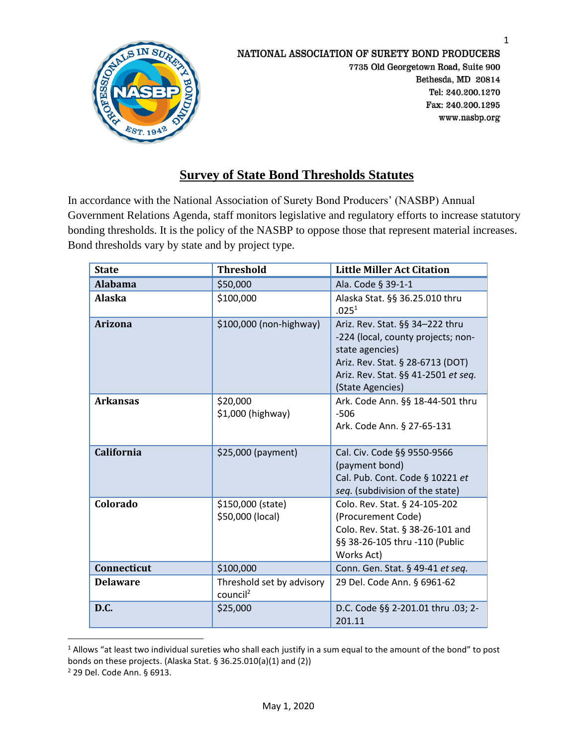NATIONAL ASSOCIATION OF SURETY BOND PRODUCERS
7735 Old Georgetown Road, Suite 900
Bethesda, MD 20814
Tel: 240.200.1270
Fax: 240.200.1295
www.nasbp.org

# Survey of State Bond Thresholds Statutes

In accordance with the National Association of Surety Bond Producers' (NASBP) Annual Government Relations Agenda, staff monitors legislative and regulatory efforts to increase statutory bonding thresholds. It is the policy of the NASBP to oppose those that represent material increases. Bond thresholds vary by state and by project type.

| State | Threshold | Little Miller Act Citation |
|---|---|---|
| **Alabama** | $50,000 | Ala. Code § 39-1-1 |
| **Alaska** | $100,000 | Alaska Stat. §§ 36.25.010 thru .025[1] |
| **Arizona** | $100,000 (non-highway) | Ariz. Rev. Stat. §§ 34–222 thru -224 (local, county projects; non-state agencies)<br>Ariz. Rev. Stat. § 28-6713 (DOT)<br>Ariz. Rev. Stat. §§ 41-2501 *et seq.* (State Agencies) |
| **Arkansas** | $20,000<br>$1,000 (highway) | Ark. Code Ann. §§ 18-44-501 thru -506<br>Ark. Code Ann. § 27-65-131 |
| **California** | $25,000 (payment) | Cal. Civ. Code §§ 9550-9566 (payment bond)<br>Cal. Pub. Cont. Code § 10221 *et seq.* (subdivision of the state) |
| **Colorado** | $150,000 (state)<br>$50,000 (local) | Colo. Rev. Stat. § 24-105-202 (Procurement Code)<br>Colo. Rev. Stat. § 38-26-101 and §§ 38-26-105 thru -110 (Public Works Act) |
| **Connecticut** | $100,000 | Conn. Gen. Stat. § 49-41 *et seq.* |
| **Delaware** | Threshold set by advisory council[2] | 29 Del. Code Ann. § 6961-62 |
| **D.C.** | $25,000 | D.C. Code §§ 2-201.01 thru .03; 2-201.11 |

[1] Allows "at least two individual sureties who shall each justify in a sum equal to the amount of the bond" to post bonds on these projects. (Alaska Stat. § 36.25.010(a)(1) and (2))

[2] 29 Del. Code Ann. § 6913.

May 1, 2020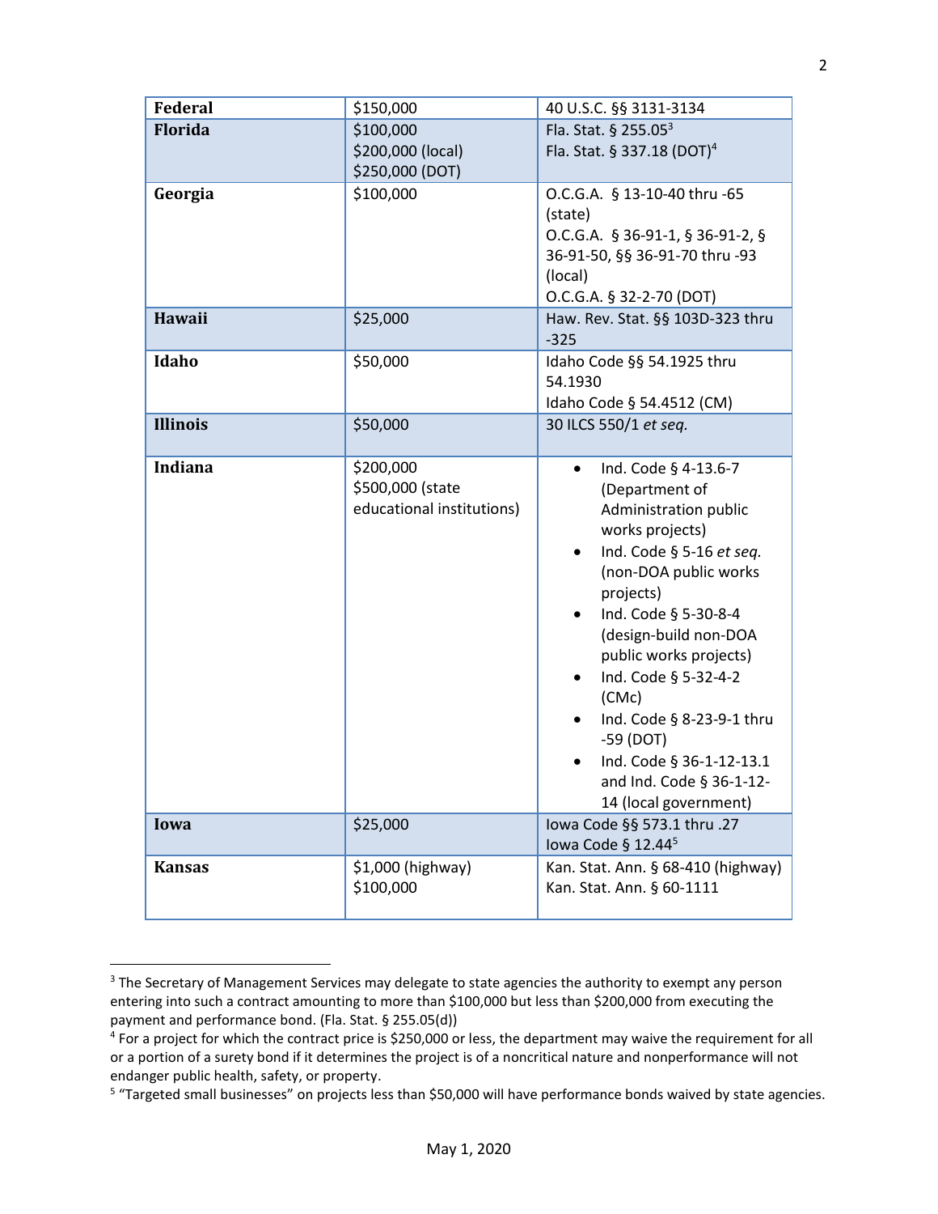| | | |
|---|---|---|
| **Federal** | $150,000 | 40 U.S.C. §§ 3131-3134 |
| **Florida** | $100,000<br>$200,000 (local)<br>$250,000 (DOT) | Fla. Stat. § 255.05[3]<br>Fla. Stat. § 337.18 (DOT)[4] |
| **Georgia** | $100,000 | O.C.G.A. § 13-10-40 thru -65 (state)<br>O.C.G.A. § 36-91-1, § 36-91-2, § 36-91-50, §§ 36-91-70 thru -93 (local)<br>O.C.G.A. § 32-2-70 (DOT) |
| **Hawaii** | $25,000 | Haw. Rev. Stat. §§ 103D-323 thru -325 |
| **Idaho** | $50,000 | Idaho Code §§ 54.1925 thru 54.1930<br>Idaho Code § 54.4512 (CM) |
| **Illinois** | $50,000 | 30 ILCS 550/1 *et seq.* |
| **Indiana** | $200,000<br>$500,000 (state educational institutions) | • Ind. Code § 4-13.6-7 (Department of Administration public works projects)<br>• Ind. Code § 5-16 *et seq.* (non-DOA public works projects)<br>• Ind. Code § 5-30-8-4 (design-build non-DOA public works projects)<br>• Ind. Code § 5-32-4-2 (CMc)<br>• Ind. Code § 8-23-9-1 thru -59 (DOT)<br>• Ind. Code § 36-1-12-13.1 and Ind. Code § 36-1-12-14 (local government) |
| **Iowa** | $25,000 | Iowa Code §§ 573.1 thru .27<br>Iowa Code § 12.44[5] |
| **Kansas** | $1,000 (highway)<br>$100,000 | Kan. Stat. Ann. § 68-410 (highway)<br>Kan. Stat. Ann. § 60-1111 |

[3] The Secretary of Management Services may delegate to state agencies the authority to exempt any person entering into such a contract amounting to more than $100,000 but less than $200,000 from executing the payment and performance bond. (Fla. Stat. § 255.05(d))

[4] For a project for which the contract price is $250,000 or less, the department may waive the requirement for all or a portion of a surety bond if it determines the project is of a noncritical nature and nonperformance will not endanger public health, safety, or property.

[5] "Targeted small businesses" on projects less than $50,000 will have performance bonds waived by state agencies.

May 1, 2020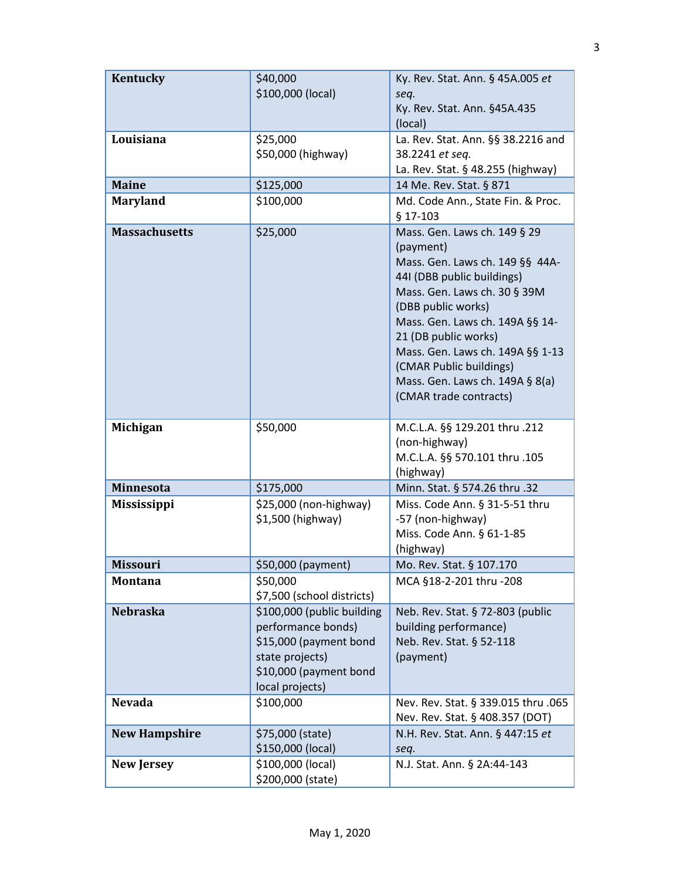| | | |
|---|---|---|
| **Kentucky** | $40,000<br>$100,000 (local) | Ky. Rev. Stat. Ann. § 45A.005 *et seq.*<br>Ky. Rev. Stat. Ann. §45A.435 (local) |
| **Louisiana** | $25,000<br>$50,000 (highway) | La. Rev. Stat. Ann. §§ 38.2216 and 38.2241 *et seq.*<br>La. Rev. Stat. § 48.255 (highway) |
| **Maine** | $125,000 | 14 Me. Rev. Stat. § 871 |
| **Maryland** | $100,000 | Md. Code Ann., State Fin. & Proc. § 17-103 |
| **Massachusetts** | $25,000 | Mass. Gen. Laws ch. 149 § 29 (payment)<br>Mass. Gen. Laws ch. 149 §§ 44A-44I (DBB public buildings)<br>Mass. Gen. Laws ch. 30 § 39M (DBB public works)<br>Mass. Gen. Laws ch. 149A §§ 14-21 (DB public works)<br>Mass. Gen. Laws ch. 149A §§ 1-13 (CMAR Public buildings)<br>Mass. Gen. Laws ch. 149A § 8(a) (CMAR trade contracts) |
| **Michigan** | $50,000 | M.C.L.A. §§ 129.201 thru .212 (non-highway)<br>M.C.L.A. §§ 570.101 thru .105 (highway) |
| **Minnesota** | $175,000 | Minn. Stat. § 574.26 thru .32 |
| **Mississippi** | $25,000 (non-highway)<br>$1,500 (highway) | Miss. Code Ann. § 31-5-51 thru -57 (non-highway)<br>Miss. Code Ann. § 61-1-85 (highway) |
| **Missouri** | $50,000 (payment) | Mo. Rev. Stat. § 107.170 |
| **Montana** | $50,000<br>$7,500 (school districts) | MCA §18-2-201 thru -208 |
| **Nebraska** | $100,000 (public building performance bonds)<br>$15,000 (payment bond state projects)<br>$10,000 (payment bond local projects) | Neb. Rev. Stat. § 72-803 (public building performance)<br>Neb. Rev. Stat. § 52-118 (payment) |
| **Nevada** | $100,000 | Nev. Rev. Stat. § 339.015 thru .065<br>Nev. Rev. Stat. § 408.357 (DOT) |
| **New Hampshire** | $75,000 (state)<br>$150,000 (local) | N.H. Rev. Stat. Ann. § 447:15 *et seq.* |
| **New Jersey** | $100,000 (local)<br>$200,000 (state) | N.J. Stat. Ann. § 2A:44-143 |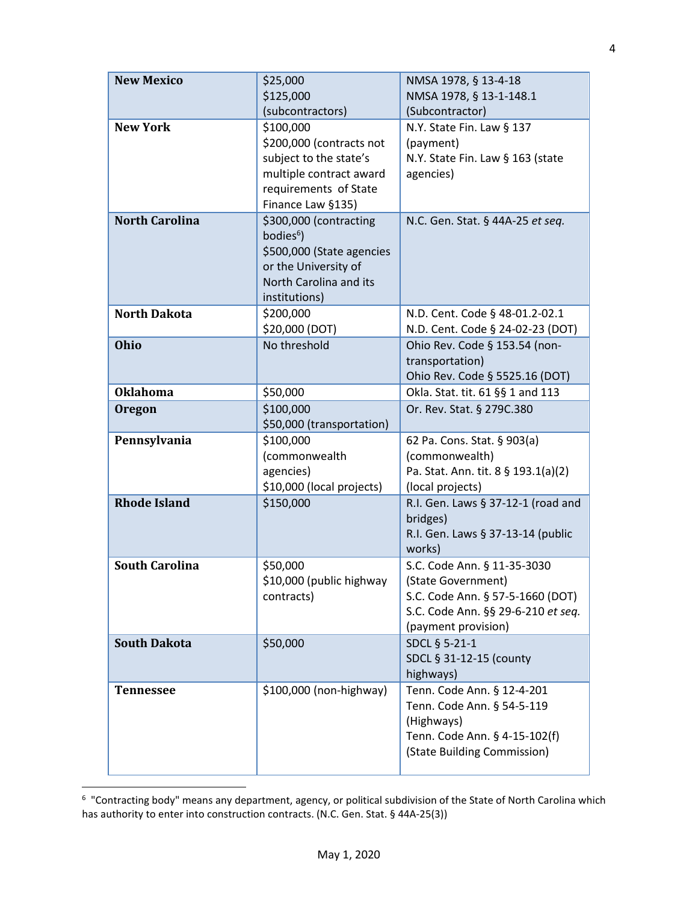| **New Mexico** | $25,000<br>$125,000 (subcontractors) | NMSA 1978, § 13-4-18<br>NMSA 1978, § 13-1-148.1 (Subcontractor) |
|---|---|---|
| **New York** | $100,000<br>$200,000 (contracts not subject to the state's multiple contract award requirements of State Finance Law §135) | N.Y. State Fin. Law § 137 (payment)<br>N.Y. State Fin. Law § 163 (state agencies) |
| **North Carolina** | $300,000 (contracting bodies[6])<br>$500,000 (State agencies or the University of North Carolina and its institutions) | N.C. Gen. Stat. § 44A-25 *et seq.* |
| **North Dakota** | $200,000<br>$20,000 (DOT) | N.D. Cent. Code § 48-01.2-02.1<br>N.D. Cent. Code § 24-02-23 (DOT) |
| **Ohio** | No threshold | Ohio Rev. Code § 153.54 (non-transportation)<br>Ohio Rev. Code § 5525.16 (DOT) |
| **Oklahoma** | $50,000 | Okla. Stat. tit. 61 §§ 1 and 113 |
| **Oregon** | $100,000<br>$50,000 (transportation) | Or. Rev. Stat. § 279C.380 |
| **Pennsylvania** | $100,000 (commonwealth agencies)<br>$10,000 (local projects) | 62 Pa. Cons. Stat. § 903(a) (commonwealth)<br>Pa. Stat. Ann. tit. 8 § 193.1(a)(2) (local projects) |
| **Rhode Island** | $150,000 | R.I. Gen. Laws § 37-12-1 (road and bridges)<br>R.I. Gen. Laws § 37-13-14 (public works) |
| **South Carolina** | $50,000<br>$10,000 (public highway contracts) | S.C. Code Ann. § 11-35-3030 (State Government)<br>S.C. Code Ann. § 57-5-1660 (DOT)<br>S.C. Code Ann. §§ 29-6-210 *et seq.* (payment provision) |
| **South Dakota** | $50,000 | SDCL § 5-21-1<br>SDCL § 31-12-15 (county highways) |
| **Tennessee** | $100,000 (non-highway) | Tenn. Code Ann. § 12-4-201<br>Tenn. Code Ann. § 54-5-119 (Highways)<br>Tenn. Code Ann. § 4-15-102(f) (State Building Commission) |

[6] "Contracting body" means any department, agency, or political subdivision of the State of North Carolina which has authority to enter into construction contracts. (N.C. Gen. Stat. § 44A-25(3))

May 1, 2020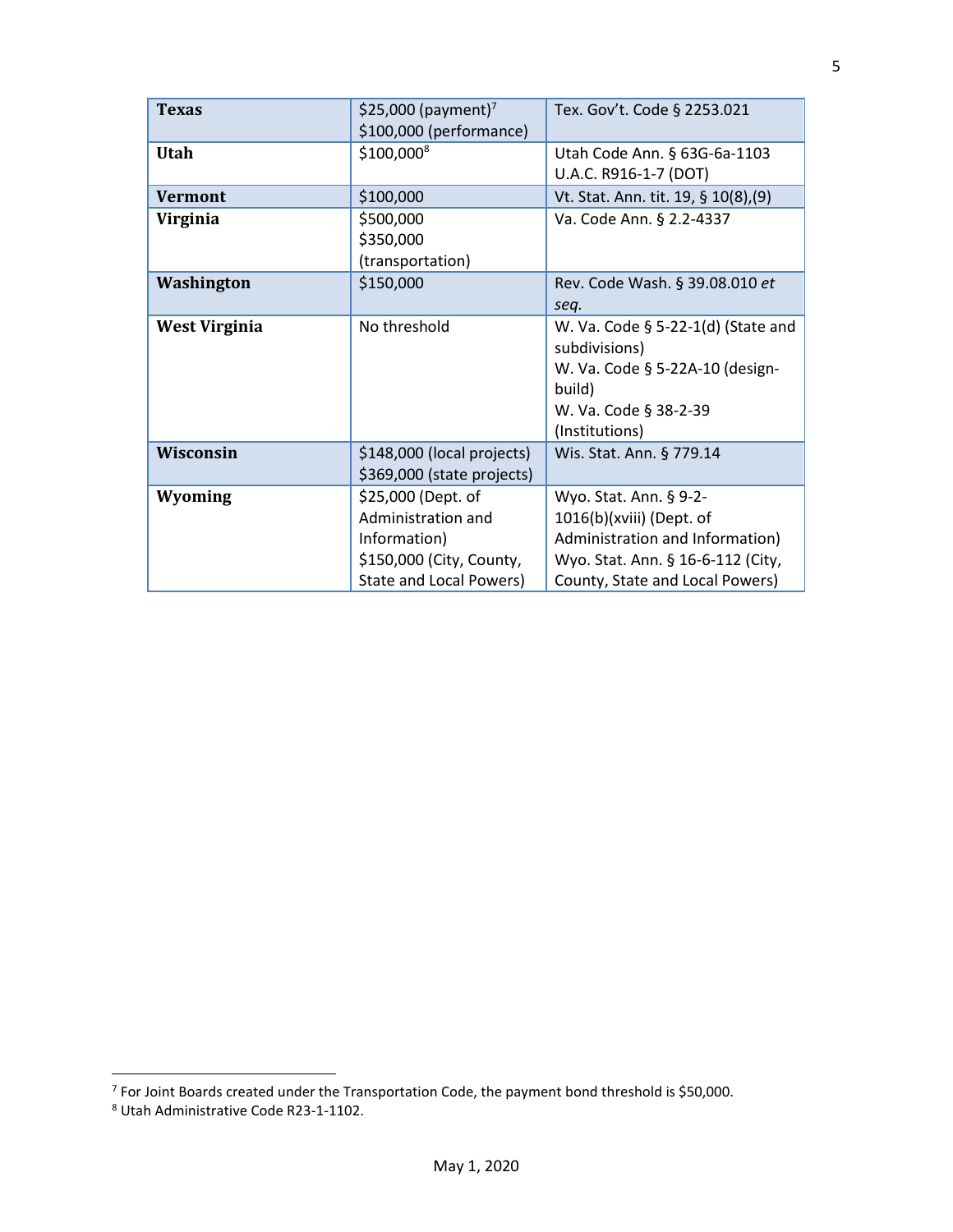| | | |
|---|---|---|
| **Texas** | $25,000 (payment)[7]<br>$100,000 (performance) | Tex. Gov't. Code § 2253.021 |
| **Utah** | $100,000[8] | Utah Code Ann. § 63G-6a-1103<br>U.A.C. R916-1-7 (DOT) |
| **Vermont** | $100,000 | Vt. Stat. Ann. tit. 19, § 10(8),(9) |
| **Virginia** | $500,000<br>$350,000 (transportation) | Va. Code Ann. § 2.2-4337 |
| **Washington** | $150,000 | Rev. Code Wash. § 39.08.010 *et seq.* |
| **West Virginia** | No threshold | W. Va. Code § 5-22-1(d) (State and subdivisions)<br>W. Va. Code § 5-22A-10 (design-build)<br>W. Va. Code § 38-2-39 (Institutions) |
| **Wisconsin** | $148,000 (local projects)<br>$369,000 (state projects) | Wis. Stat. Ann. § 779.14 |
| **Wyoming** | $25,000 (Dept. of Administration and Information)<br>$150,000 (City, County, State and Local Powers) | Wyo. Stat. Ann. § 9-2-1016(b)(xviii) (Dept. of Administration and Information)<br>Wyo. Stat. Ann. § 16-6-112 (City, County, State and Local Powers) |

[7] For Joint Boards created under the Transportation Code, the payment bond threshold is $50,000.

[8] Utah Administrative Code R23-1-1102.

May 1, 2020